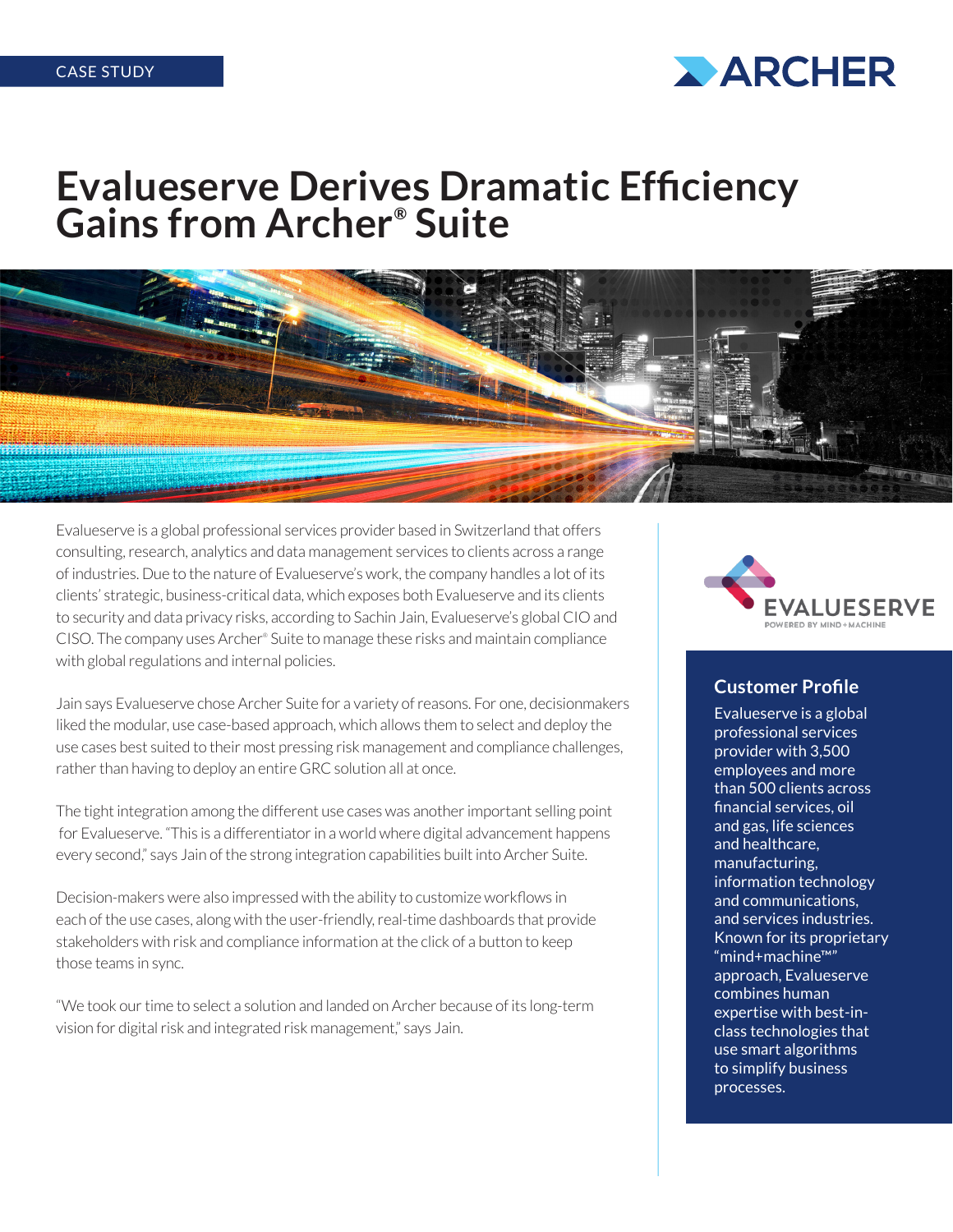CASE STUDY

# Evalueserve Derives Dramatic Efficiency Gains from Archer® Suite

Evalueserve is a global professional services provider based in Switzerland that offers consulting, research, analytics and data management services to clients across a range of industries. Due to the nature of Evalueserve's work, the company handles a lot of its clients' strategic, business-critical data, which exposes both Evalueserve and its clients to security and data privacy risks, according to Sachin Jain, Evalueserve's global CIO and CISO. The company uses Archer® Suite to manage these risks and maintain compliance with global regulations and internal policies.

Jain says Evalueserve chose Archer Suite for a variety of reasons. For one, decisionmakers liked the modular, use case-based approach, which allows them to select and deploy the use cases best suited to their most pressing risk management and compliance challenges, rather than having to deploy an entire GRC solution all at once.

The tight integration among the different use cases was another important selling point for Evalueserve. "This is a differentiator in a world where digital advancement happens every second," says Jain of the strong integration capabilities built into Archer Suite.

Decision-makers were also impressed with the ability to customize workflows in each of the use cases, along with the user-friendly, real-time dashboards that provide stakeholders with risk and compliance information at the click of a button to keep those teams in sync.

"We took our time to select a solution and landed on Archer because of its long-term vision for digital risk and integrated risk management," says Jain.

## Customer Profile

Evalueserve is a global professional services provider with 3,500 employees and more than 500 clients across financial services, oil and gas, life sciences and healthcare, manufacturing, information technology and communications, and services industries. Known for its proprietary "mind+machine™" approach, Evalueserve combines human expertise with best-in-class technologies that use smart algorithms to simplify business processes.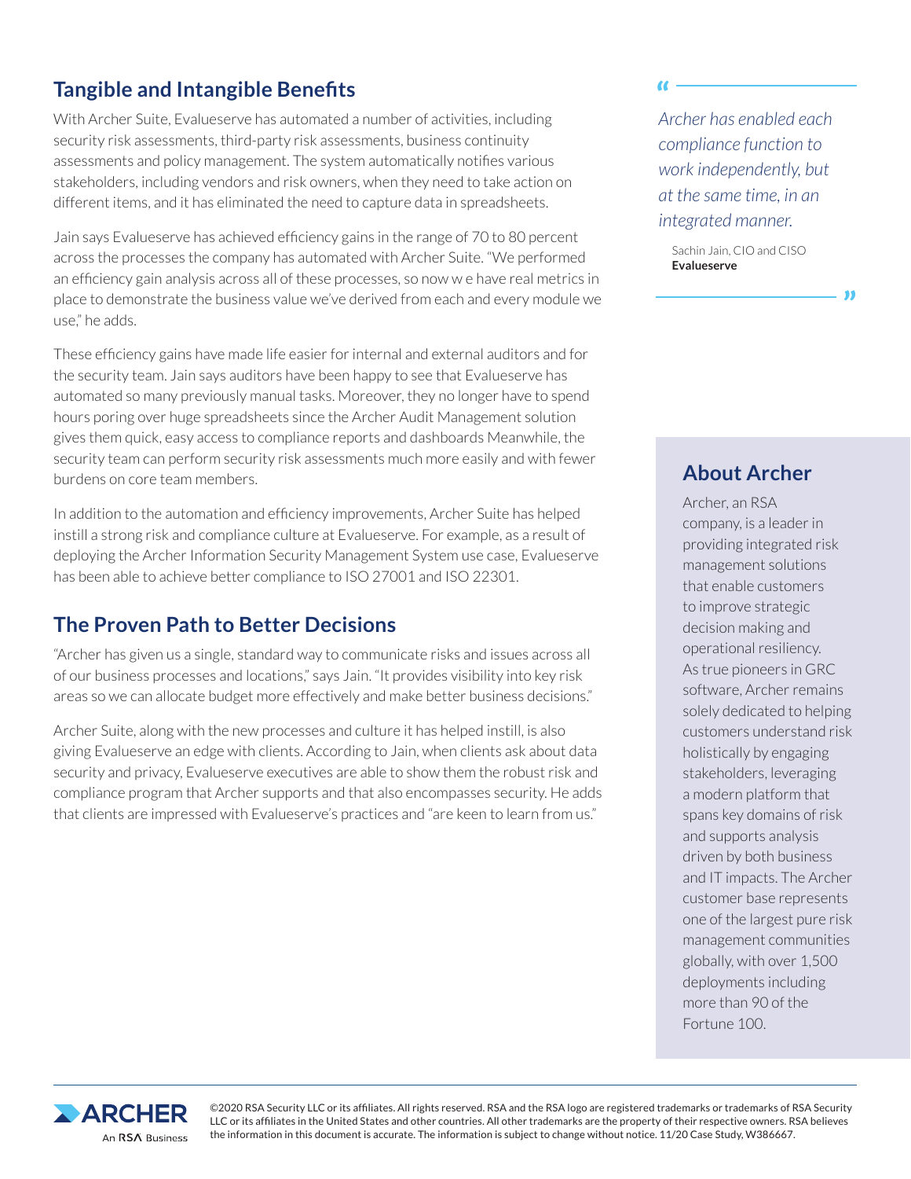## Tangible and Intangible Benefits

With Archer Suite, Evalueserve has automated a number of activities, including security risk assessments, third-party risk assessments, business continuity assessments and policy management. The system automatically notifies various stakeholders, including vendors and risk owners, when they need to take action on different items, and it has eliminated the need to capture data in spreadsheets.

Jain says Evalueserve has achieved efficiency gains in the range of 70 to 80 percent across the processes the company has automated with Archer Suite. "We performed an efficiency gain analysis across all of these processes, so now w e have real metrics in place to demonstrate the business value we've derived from each and every module we use," he adds.

These efficiency gains have made life easier for internal and external auditors and for the security team. Jain says auditors have been happy to see that Evalueserve has automated so many previously manual tasks. Moreover, they no longer have to spend hours poring over huge spreadsheets since the Archer Audit Management solution gives them quick, easy access to compliance reports and dashboards Meanwhile, the security team can perform security risk assessments much more easily and with fewer burdens on core team members.

In addition to the automation and efficiency improvements, Archer Suite has helped instill a strong risk and compliance culture at Evalueserve. For example, as a result of deploying the Archer Information Security Management System use case, Evalueserve has been able to achieve better compliance to ISO 27001 and ISO 22301.

## The Proven Path to Better Decisions

"Archer has given us a single, standard way to communicate risks and issues across all of our business processes and locations," says Jain. "It provides visibility into key risk areas so we can allocate budget more effectively and make better business decisions."

Archer Suite, along with the new processes and culture it has helped instill, is also giving Evalueserve an edge with clients. According to Jain, when clients ask about data security and privacy, Evalueserve executives are able to show them the robust risk and compliance program that Archer supports and that also encompasses security. He adds that clients are impressed with Evalueserve's practices and "are keen to learn from us."

> *Archer has enabled each compliance function to work independently, but at the same time, in an integrated manner.*
>
> Sachin Jain, CIO and CISO
> **Evalueserve**

## About Archer

Archer, an RSA company, is a leader in providing integrated risk management solutions that enable customers to improve strategic decision making and operational resiliency. As true pioneers in GRC software, Archer remains solely dedicated to helping customers understand risk holistically by engaging stakeholders, leveraging a modern platform that spans key domains of risk and supports analysis driven by both business and IT impacts. The Archer customer base represents one of the largest pure risk management communities globally, with over 1,500 deployments including more than 90 of the Fortune 100.

©2020 RSA Security LLC or its affiliates. All rights reserved. RSA and the RSA logo are registered trademarks or trademarks of RSA Security LLC or its affiliates in the United States and other countries. All other trademarks are the property of their respective owners. RSA believes the information in this document is accurate. The information is subject to change without notice. 11/20 Case Study, W386667.